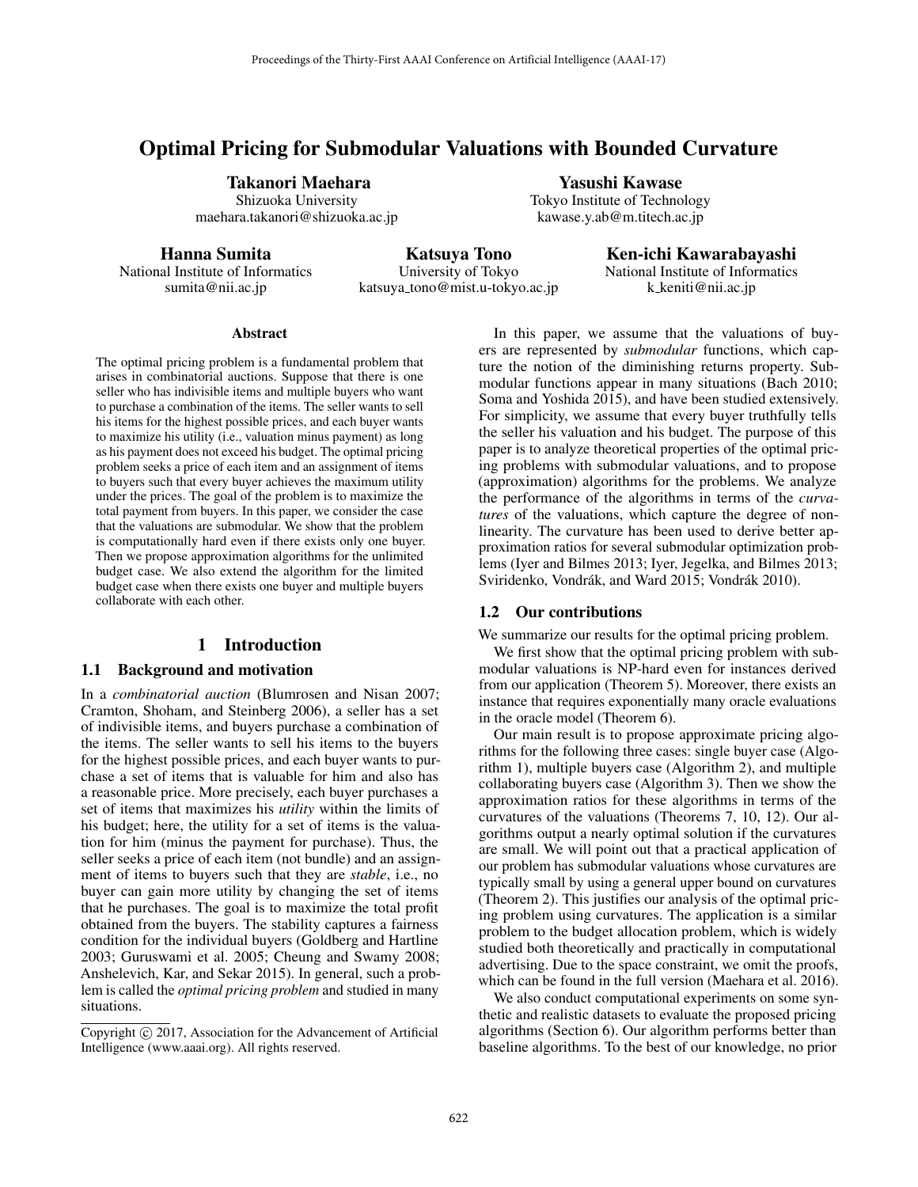# Optimal Pricing for Submodular Valuations with Bounded Curvature

**Takanori Maehara**
Shizuoka University
maehara.takanori@shizuoka.ac.jp

**Yasushi Kawase**
Tokyo Institute of Technology
kawase.y.ab@m.titech.ac.jp

**Hanna Sumita**
National Institute of Informatics
sumita@nii.ac.jp

**Katsuya Tono**
University of Tokyo
katsuya_tono@mist.u-tokyo.ac.jp

**Ken-ichi Kawarabayashi**
National Institute of Informatics
k_keniti@nii.ac.jp

### Abstract

The optimal pricing problem is a fundamental problem that arises in combinatorial auctions. Suppose that there is one seller who has indivisible items and multiple buyers who want to purchase a combination of the items. The seller wants to sell his items for the highest possible prices, and each buyer wants to maximize his utility (i.e., valuation minus payment) as long as his payment does not exceed his budget. The optimal pricing problem seeks a price of each item and an assignment of items to buyers such that every buyer achieves the maximum utility under the prices. The goal of the problem is to maximize the total payment from buyers. In this paper, we consider the case that the valuations are submodular. We show that the problem is computationally hard even if there exists only one buyer. Then we propose approximation algorithms for the unlimited budget case. We also extend the algorithm for the limited budget case when there exists one buyer and multiple buyers collaborate with each other.

## 1 Introduction

### 1.1 Background and motivation

In a *combinatorial auction* (Blumrosen and Nisan 2007; Cramton, Shoham, and Steinberg 2006), a seller has a set of indivisible items, and buyers purchase a combination of the items. The seller wants to sell his items to the buyers for the highest possible prices, and each buyer wants to purchase a set of items that is valuable for him and also has a reasonable price. More precisely, each buyer purchases a set of items that maximizes his *utility* within the limits of his budget; here, the utility for a set of items is the valuation for him (minus the payment for purchase). Thus, the seller seeks a price of each item (not bundle) and an assignment of items to buyers such that they are *stable*, i.e., no buyer can gain more utility by changing the set of items that he purchases. The goal is to maximize the total profit obtained from the buyers. The stability captures a fairness condition for the individual buyers (Goldberg and Hartline 2003; Guruswami et al. 2005; Cheung and Swamy 2008; Anshelevich, Kar, and Sekar 2015). In general, such a problem is called the *optimal pricing problem* and studied in many situations.

In this paper, we assume that the valuations of buyers are represented by *submodular* functions, which capture the notion of the diminishing returns property. Submodular functions appear in many situations (Bach 2010; Soma and Yoshida 2015), and have been studied extensively. For simplicity, we assume that every buyer truthfully tells the seller his valuation and his budget. The purpose of this paper is to analyze theoretical properties of the optimal pricing problems with submodular valuations, and to propose (approximation) algorithms for the problems. We analyze the performance of the algorithms in terms of the *curvatures* of the valuations, which capture the degree of nonlinearity. The curvature has been used to derive better approximation ratios for several submodular optimization problems (Iyer and Bilmes 2013; Iyer, Jegelka, and Bilmes 2013; Sviridenko, Vondrák, and Ward 2015; Vondrák 2010).

### 1.2 Our contributions

We summarize our results for the optimal pricing problem.

We first show that the optimal pricing problem with submodular valuations is NP-hard even for instances derived from our application (Theorem 5). Moreover, there exists an instance that requires exponentially many oracle evaluations in the oracle model (Theorem 6).

Our main result is to propose approximate pricing algorithms for the following three cases: single buyer case (Algorithm 1), multiple buyers case (Algorithm 2), and multiple collaborating buyers case (Algorithm 3). Then we show the approximation ratios for these algorithms in terms of the curvatures of the valuations (Theorems 7, 10, 12). Our algorithms output a nearly optimal solution if the curvatures are small. We will point out that a practical application of our problem has submodular valuations whose curvatures are typically small by using a general upper bound on curvatures (Theorem 2). This justifies our analysis of the optimal pricing problem using curvatures. The application is a similar problem to the budget allocation problem, which is widely studied both theoretically and practically in computational advertising. Due to the space constraint, we omit the proofs, which can be found in the full version (Maehara et al. 2016).

We also conduct computational experiments on some synthetic and realistic datasets to evaluate the proposed pricing algorithms (Section 6). Our algorithm performs better than baseline algorithms. To the best of our knowledge, no prior

Copyright © 2017, Association for the Advancement of Artificial Intelligence (www.aaai.org). All rights reserved.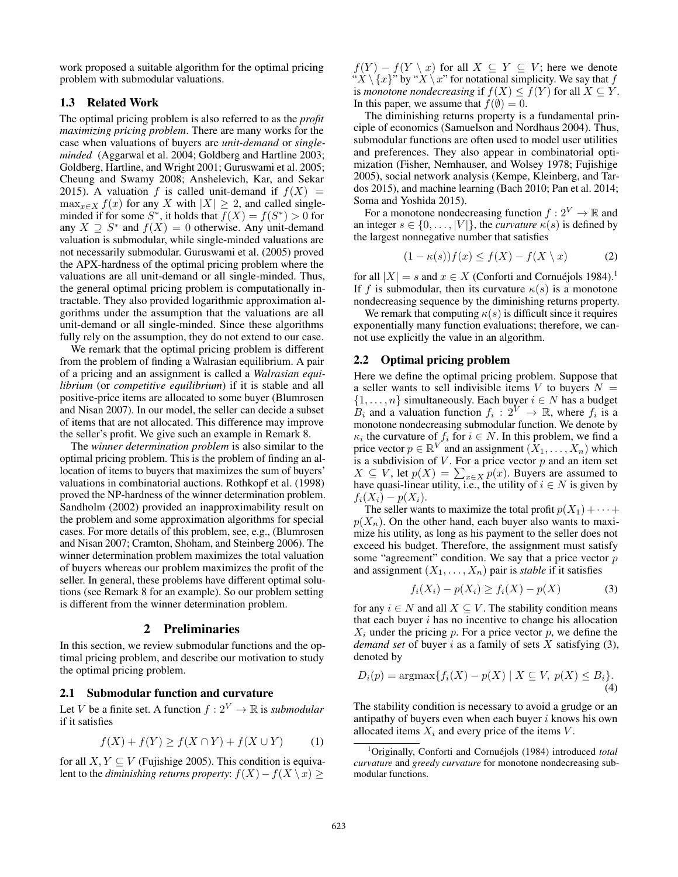work proposed a suitable algorithm for the optimal pricing problem with submodular valuations.

### 1.3 Related Work

The optimal pricing problem is also referred to as the *profit maximizing pricing problem*. There are many works for the case when valuations of buyers are *unit-demand* or *single-minded* (Aggarwal et al. 2004; Goldberg and Hartline 2003; Goldberg, Hartline, and Wright 2001; Guruswami et al. 2005; Cheung and Swamy 2008; Anshelevich, Kar, and Sekar 2015). A valuation $f$ is called unit-demand if $f(X) = \max_{x \in X} f(x)$ for any $X$ with $|X| \geq 2$, and called single-minded if for some $S^*$, it holds that $f(X) = f(S^*) > 0$ for any $X \supseteq S^*$ and $f(X) = 0$ otherwise. Any unit-demand valuation is submodular, while single-minded valuations are not necessarily submodular. Guruswami et al. (2005) proved the APX-hardness of the optimal pricing problem where the valuations are all unit-demand or all single-minded. Thus, the general optimal pricing problem is computationally intractable. They also provided logarithmic approximation algorithms under the assumption that the valuations are all unit-demand or all single-minded. Since these algorithms fully rely on the assumption, they do not extend to our case.

We remark that the optimal pricing problem is different from the problem of finding a Walrasian equilibrium. A pair of a pricing and an assignment is called a *Walrasian equilibrium* (or *competitive equilibrium*) if it is stable and all positive-price items are allocated to some buyer (Blumrosen and Nisan 2007). In our model, the seller can decide a subset of items that are not allocated. This difference may improve the seller's profit. We give such an example in Remark 8.

The *winner determination problem* is also similar to the optimal pricing problem. This is the problem of finding an allocation of items to buyers that maximizes the sum of buyers' valuations in combinatorial auctions. Rothkopf et al. (1998) proved the NP-hardness of the winner determination problem. Sandholm (2002) provided an inapproximability result on the problem and some approximation algorithms for special cases. For more details of this problem, see, e.g., (Blumrosen and Nisan 2007; Cramton, Shoham, and Steinberg 2006). The winner determination problem maximizes the total valuation of buyers whereas our problem maximizes the profit of the seller. In general, these problems have different optimal solutions (see Remark 8 for an example). So our problem setting is different from the winner determination problem.

## 2 Preliminaries

In this section, we review submodular functions and the optimal pricing problem, and describe our motivation to study the optimal pricing problem.

### 2.1 Submodular function and curvature

Let $V$ be a finite set. A function $f : 2^V \to \mathbb{R}$ is *submodular* if it satisfies

$$f(X) + f(Y) \geq f(X \cap Y) + f(X \cup Y) \qquad (1)$$

for all $X, Y \subseteq V$ (Fujishige 2005). This condition is equivalent to the *diminishing returns property*: $f(X) - f(X \setminus x) \geq f(Y) - f(Y \setminus x)$ for all $X \subseteq Y \subseteq V$; here we denote "$X \setminus \{x\}$" by "$X \setminus x$" for notational simplicity. We say that $f$ is *monotone nondecreasing* if $f(X) \leq f(Y)$ for all $X \subseteq Y$. In this paper, we assume that $f(\emptyset) = 0$.

The diminishing returns property is a fundamental principle of economics (Samuelson and Nordhaus 2004). Thus, submodular functions are often used to model user utilities and preferences. They also appear in combinatorial optimization (Fisher, Nemhauser, and Wolsey 1978; Fujishige 2005), social network analysis (Kempe, Kleinberg, and Tardos 2015), and machine learning (Bach 2010; Pan et al. 2014; Soma and Yoshida 2015).

For a monotone nondecreasing function $f : 2^V \to \mathbb{R}$ and an integer $s \in \{0, \ldots, |V|\}$, the *curvature* $\kappa(s)$ is defined by the largest nonnegative number that satisfies

$$(1 - \kappa(s))f(x) \leq f(X) - f(X \setminus x) \qquad (2)$$

for all $|X| = s$ and $x \in X$ (Conforti and Cornuéjols 1984).[1] If $f$ is submodular, then its curvature $\kappa(s)$ is a monotone nondecreasing sequence by the diminishing returns property.

We remark that computing $\kappa(s)$ is difficult since it requires exponentially many function evaluations; therefore, we cannot use explicitly the value in an algorithm.

### 2.2 Optimal pricing problem

Here we define the optimal pricing problem. Suppose that a seller wants to sell indivisible items $V$ to buyers $N = \{1, \ldots, n\}$ simultaneously. Each buyer $i \in N$ has a budget $B_i$ and a valuation function $f_i : 2^V \to \mathbb{R}$, where $f_i$ is a monotone nondecreasing submodular function. We denote by $\kappa_i$ the curvature of $f_i$ for $i \in N$. In this problem, we find a price vector $p \in \mathbb{R}^V$ and an assignment $(X_1, \ldots, X_n)$ which is a subdivision of $V$. For a price vector $p$ and an item set $X \subseteq V$, let $p(X) = \sum_{x \in X} p(x)$. Buyers are assumed to have quasi-linear utility, i.e., the utility of $i \in N$ is given by $f_i(X_i) - p(X_i)$.

The seller wants to maximize the total profit $p(X_1) + \cdots + p(X_n)$. On the other hand, each buyer also wants to maximize his utility, as long as his payment to the seller does not exceed his budget. Therefore, the assignment must satisfy some "agreement" condition. We say that a price vector $p$ and assignment $(X_1, \ldots, X_n)$ pair is *stable* if it satisfies

$$f_i(X_i) - p(X_i) \geq f_i(X) - p(X) \qquad (3)$$

for any $i \in N$ and all $X \subseteq V$. The stability condition means that each buyer $i$ has no incentive to change his allocation $X_i$ under the pricing $p$. For a price vector $p$, we define the *demand set* of buyer $i$ as a family of sets $X$ satisfying (3), denoted by

$$D_i(p) = \operatorname{argmax}\{f_i(X) - p(X) \mid X \subseteq V,\ p(X) \leq B_i\}. \qquad (4)$$

The stability condition is necessary to avoid a grudge or an antipathy of buyers even when each buyer $i$ knows his own allocated items $X_i$ and every price of the items $V$.

[1] Originally, Conforti and Cornuéjols (1984) introduced *total curvature* and *greedy curvature* for monotone nondecreasing submodular functions.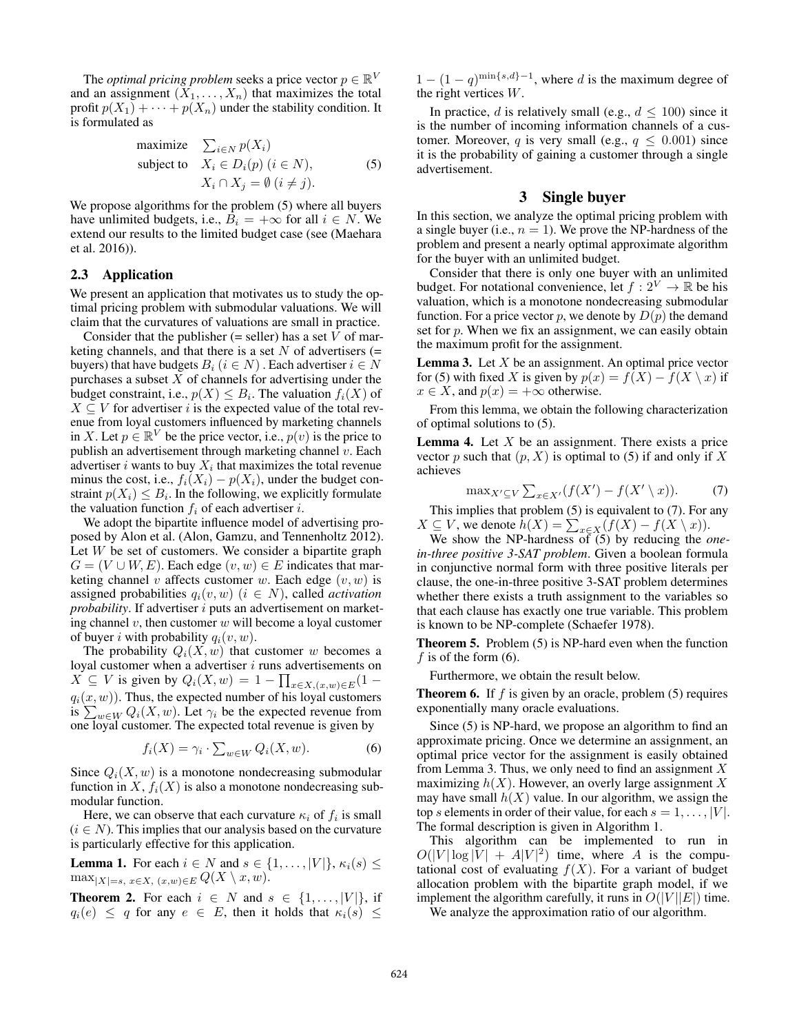The *optimal pricing problem* seeks a price vector $p \in \mathbb{R}^V$ and an assignment $(X_1, \dots, X_n)$ that maximizes the total profit $p(X_1) + \cdots + p(X_n)$ under the stability condition. It is formulated as

$$\begin{aligned} \text{maximize} \quad & \textstyle\sum_{i \in N} p(X_i) \\ \text{subject to} \quad & X_i \in D_i(p) \ (i \in N), \\ & X_i \cap X_j = \emptyset \ (i \neq j). \end{aligned} \tag{5}$$

We propose algorithms for the problem (5) where all buyers have unlimited budgets, i.e., $B_i = +\infty$ for all $i \in N$. We extend our results to the limited budget case (see (Maehara et al. 2016)).

### 2.3 Application

We present an application that motivates us to study the optimal pricing problem with submodular valuations. We will claim that the curvatures of valuations are small in practice.

Consider that the publisher (= seller) has a set $V$ of marketing channels, and that there is a set $N$ of advertisers (= buyers) that have budgets $B_i$ $(i \in N)$ . Each advertiser $i \in N$ purchases a subset $X$ of channels for advertising under the budget constraint, i.e., $p(X) \leq B_i$. The valuation $f_i(X)$ of $X \subseteq V$ for advertiser $i$ is the expected value of the total revenue from loyal customers influenced by marketing channels in $X$. Let $p \in \mathbb{R}^V$ be the price vector, i.e., $p(v)$ is the price to publish an advertisement through marketing channel $v$. Each advertiser $i$ wants to buy $X_i$ that maximizes the total revenue minus the cost, i.e., $f_i(X_i) - p(X_i)$, under the budget constraint $p(X_i) \leq B_i$. In the following, we explicitly formulate the valuation function $f_i$ of each advertiser $i$.

We adopt the bipartite influence model of advertising proposed by Alon et al. (Alon, Gamzu, and Tennenholtz 2012). Let $W$ be set of customers. We consider a bipartite graph $G = (V \cup W, E)$. Each edge $(v, w) \in E$ indicates that marketing channel $v$ affects customer $w$. Each edge $(v, w)$ is assigned probabilities $q_i(v, w)$ $(i \in N)$, called *activation probability*. If advertiser $i$ puts an advertisement on marketing channel $v$, then customer $w$ will become a loyal customer of buyer $i$ with probability $q_i(v, w)$.

The probability $Q_i(X, w)$ that customer $w$ becomes a loyal customer when a advertiser $i$ runs advertisements on $X \subseteq V$ is given by $Q_i(X, w) = 1 - \prod_{x \in X, (x,w) \in E}(1 - q_i(x, w))$. Thus, the expected number of his loyal customers is $\sum_{w \in W} Q_i(X, w)$. Let $\gamma_i$ be the expected revenue from one loyal customer. The expected total revenue is given by

$$f_i(X) = \gamma_i \cdot \textstyle\sum_{w \in W} Q_i(X, w). \tag{6}$$

Since $Q_i(X, w)$ is a monotone nondecreasing submodular function in $X$, $f_i(X)$ is also a monotone nondecreasing submodular function.

Here, we can observe that each curvature $\kappa_i$ of $f_i$ is small $(i \in N)$. This implies that our analysis based on the curvature is particularly effective for this application.

**Lemma 1.** For each $i \in N$ and $s \in \{1, \dots, |V|\}$, $\kappa_i(s) \leq \max_{|X|=s,\ x \in X,\ (x,w) \in E} Q(X \setminus x, w)$.

**Theorem 2.** For each $i \in N$ and $s \in \{1, \dots, |V|\}$, if $q_i(e) \leq q$ for any $e \in E$, then it holds that $\kappa_i(s) \leq 1 - (1 - q)^{\min\{s,d\}-1}$, where $d$ is the maximum degree of the right vertices $W$.

In practice, $d$ is relatively small (e.g., $d \leq 100$) since it is the number of incoming information channels of a customer. Moreover, $q$ is very small (e.g., $q \leq 0.001$) since it is the probability of gaining a customer through a single advertisement.

## 3 Single buyer

In this section, we analyze the optimal pricing problem with a single buyer (i.e., $n = 1$). We prove the NP-hardness of the problem and present a nearly optimal approximate algorithm for the buyer with an unlimited budget.

Consider that there is only one buyer with an unlimited budget. For notational convenience, let $f : 2^V \to \mathbb{R}$ be his valuation, which is a monotone nondecreasing submodular function. For a price vector $p$, we denote by $D(p)$ the demand set for $p$. When we fix an assignment, we can easily obtain the maximum profit for the assignment.

**Lemma 3.** Let $X$ be an assignment. An optimal price vector for (5) with fixed $X$ is given by $p(x) = f(X) - f(X \setminus x)$ if $x \in X$, and $p(x) = +\infty$ otherwise.

From this lemma, we obtain the following characterization of optimal solutions to (5).

**Lemma 4.** Let $X$ be an assignment. There exists a price vector $p$ such that $(p, X)$ is optimal to (5) if and only if $X$ achieves

$$\max_{X' \subseteq V} \textstyle\sum_{x \in X'} (f(X') - f(X' \setminus x)). \tag{7}$$

This implies that problem (5) is equivalent to (7). For any $X \subseteq V$, we denote $h(X) = \sum_{x \in X}(f(X) - f(X \setminus x))$.

We show the NP-hardness of (5) by reducing the *one-in-three positive 3-SAT problem*. Given a boolean formula in conjunctive normal form with three positive literals per clause, the one-in-three positive 3-SAT problem determines whether there exists a truth assignment to the variables so that each clause has exactly one true variable. This problem is known to be NP-complete (Schaefer 1978).

**Theorem 5.** Problem (5) is NP-hard even when the function $f$ is of the form (6).

Furthermore, we obtain the result below.

**Theorem 6.** If $f$ is given by an oracle, problem (5) requires exponentially many oracle evaluations.

Since (5) is NP-hard, we propose an algorithm to find an approximate pricing. Once we determine an assignment, an optimal price vector for the assignment is easily obtained from Lemma 3. Thus, we only need to find an assignment $X$ maximizing $h(X)$. However, an overly large assignment $X$ may have small $h(X)$ value. In our algorithm, we assign the top $s$ elements in order of their value, for each $s = 1, \dots, |V|$. The formal description is given in Algorithm 1.

This algorithm can be implemented to run in $O(|V| \log |V| + A|V|^2)$ time, where $A$ is the computational cost of evaluating $f(X)$. For a variant of budget allocation problem with the bipartite graph model, if we implement the algorithm carefully, it runs in $O(|V||E|)$ time.

We analyze the approximation ratio of our algorithm.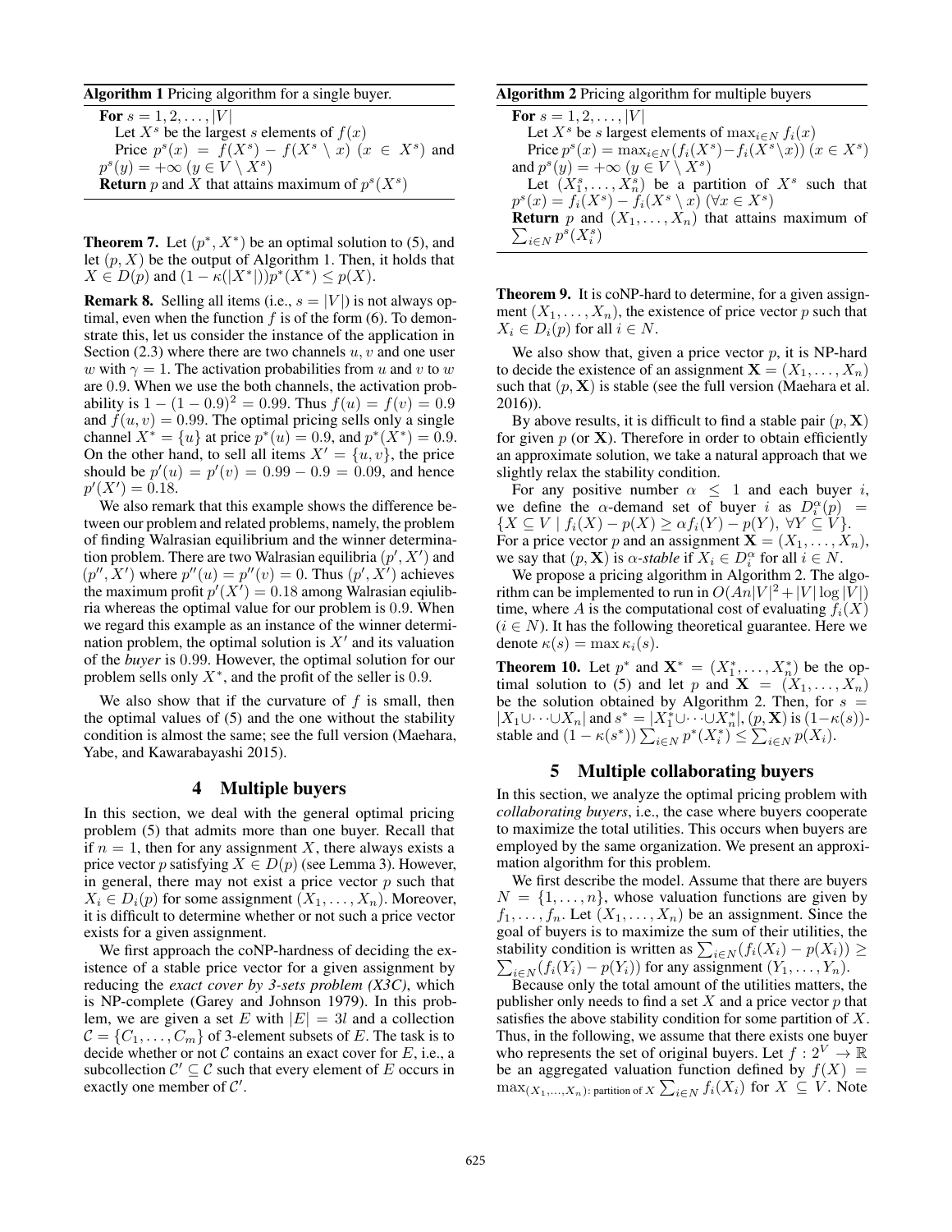**Algorithm 1** Pricing algorithm for a single buyer.

```
For s = 1, 2, ..., |V|
    Let X^s be the largest s elements of f(x)
    Price p^s(x) = f(X^s) − f(X^s \ x) (x ∈ X^s) and
    p^s(y) = +∞ (y ∈ V \ X^s)
Return p and X that attains maximum of p^s(X^s)
```

**Theorem 7.** Let $(p^*, X^*)$ be an optimal solution to (5), and let $(p, X)$ be the output of Algorithm 1. Then, it holds that $X \in D(p)$ and $(1 - \kappa(|X^*|))p^*(X^*) \leq p(X)$.

**Remark 8.** Selling all items (i.e., $s = |V|$) is not always optimal, even when the function $f$ is of the form (6). To demonstrate this, let us consider the instance of the application in Section (2.3) where there are two channels $u, v$ and one user $w$ with $\gamma = 1$. The activation probabilities from $u$ and $v$ to $w$ are $0.9$. When we use the both channels, the activation probability is $1 - (1 - 0.9)^2 = 0.99$. Thus $f(u) = f(v) = 0.9$ and $f(u, v) = 0.99$. The optimal pricing sells only a single channel $X^* = \{u\}$ at price $p^*(u) = 0.9$, and $p^*(X^*) = 0.9$. On the other hand, to sell all items $X' = \{u, v\}$, the price should be $p'(u) = p'(v) = 0.99 - 0.9 = 0.09$, and hence $p'(X') = 0.18$.

We also remark that this example shows the difference between our problem and related problems, namely, the problem of finding Walrasian equilibrium and the winner determination problem. There are two Walrasian equilibria $(p', X')$ and $(p'', X')$ where $p''(u) = p''(v) = 0$. Thus $(p', X')$ achieves the maximum profit $p'(X') = 0.18$ among Walrasian eqiulibria whereas the optimal value for our problem is $0.9$. When we regard this example as an instance of the winner determination problem, the optimal solution is $X'$ and its valuation of the *buyer* is $0.99$. However, the optimal solution for our problem sells only $X^*$, and the profit of the seller is $0.9$.

We also show that if the curvature of $f$ is small, then the optimal values of (5) and the one without the stability condition is almost the same; see the full version (Maehara, Yabe, and Kawarabayashi 2015).

## 4 Multiple buyers

In this section, we deal with the general optimal pricing problem (5) that admits more than one buyer. Recall that if $n = 1$, then for any assignment $X$, there always exists a price vector $p$ satisfying $X \in D(p)$ (see Lemma 3). However, in general, there may not exist a price vector $p$ such that $X_i \in D_i(p)$ for some assignment $(X_1, \ldots, X_n)$. Moreover, it is difficult to determine whether or not such a price vector exists for a given assignment.

We first approach the coNP-hardness of deciding the existence of a stable price vector for a given assignment by reducing the *exact cover by 3-sets problem (X3C)*, which is NP-complete (Garey and Johnson 1979). In this problem, we are given a set $E$ with $|E| = 3l$ and a collection $\mathcal{C} = \{C_1, \ldots, C_m\}$ of 3-element subsets of $E$. The task is to decide whether or not $\mathcal{C}$ contains an exact cover for $E$, i.e., a subcollection $\mathcal{C}' \subseteq \mathcal{C}$ such that every element of $E$ occurs in exactly one member of $\mathcal{C}'$.

**Algorithm 2** Pricing algorithm for multiple buyers

```
For s = 1, 2, ..., |V|
    Let X^s be s largest elements of max_{i∈N} f_i(x)
    Price p^s(x) = max_{i∈N}(f_i(X^s) − f_i(X^s \ x)) (x ∈ X^s)
    and p^s(y) = +∞ (y ∈ V \ X^s)
    Let (X_1^s, ..., X_n^s) be a partition of X^s such that
    p^s(x) = f_i(X^s) − f_i(X^s \ x) (∀x ∈ X^s)
Return p and (X_1, ..., X_n) that attains maximum of
Σ_{i∈N} p^s(X_i^s)
```

**Theorem 9.** It is coNP-hard to determine, for a given assignment $(X_1, \ldots, X_n)$, the existence of price vector $p$ such that $X_i \in D_i(p)$ for all $i \in N$.

We also show that, given a price vector $p$, it is NP-hard to decide the existence of an assignment $\mathbf{X} = (X_1, \ldots, X_n)$ such that $(p, \mathbf{X})$ is stable (see the full version (Maehara et al. 2016)).

By above results, it is difficult to find a stable pair $(p, \mathbf{X})$ for given $p$ (or $\mathbf{X}$). Therefore in order to obtain efficiently an approximate solution, we take a natural approach that we slightly relax the stability condition.

For any positive number $\alpha \leq 1$ and each buyer $i$, we define the $\alpha$-demand set of buyer $i$ as $D_i^\alpha(p) = \{X \subseteq V \mid f_i(X) - p(X) \geq \alpha f_i(Y) - p(Y),\ \forall Y \subseteq V\}$. For a price vector $p$ and an assignment $\mathbf{X} = (X_1, \ldots, X_n)$, we say that $(p, \mathbf{X})$ is *$\alpha$-stable* if $X_i \in D_i^\alpha$ for all $i \in N$.

We propose a pricing algorithm in Algorithm 2. The algorithm can be implemented to run in $O(An|V|^2 + |V|\log|V|)$ time, where $A$ is the computational cost of evaluating $f_i(X)$ $(i \in N)$. It has the following theoretical guarantee. Here we denote $\kappa(s) = \max \kappa_i(s)$.

**Theorem 10.** Let $p^*$ and $\mathbf{X}^* = (X_1^*, \ldots, X_n^*)$ be the optimal solution to (5) and let $p$ and $\mathbf{X} = (X_1, \ldots, X_n)$ be the solution obtained by Algorithm 2. Then, for $s = |X_1 \cup \cdots \cup X_n|$ and $s^* = |X_1^* \cup \cdots \cup X_n^*|$, $(p, \mathbf{X})$ is $(1-\kappa(s))$-stable and $(1 - \kappa(s^*)) \sum_{i \in N} p^*(X_i^*) \leq \sum_{i \in N} p(X_i)$.

## 5 Multiple collaborating buyers

In this section, we analyze the optimal pricing problem with *collaborating buyers*, i.e., the case where buyers cooperate to maximize the total utilities. This occurs when buyers are employed by the same organization. We present an approximation algorithm for this problem.

We first describe the model. Assume that there are buyers $N = \{1, \ldots, n\}$, whose valuation functions are given by $f_1, \ldots, f_n$. Let $(X_1, \ldots, X_n)$ be an assignment. Since the goal of buyers is to maximize the sum of their utilities, the stability condition is written as $\sum_{i \in N}(f_i(X_i) - p(X_i)) \geq \sum_{i \in N}(f_i(Y_i) - p(Y_i))$ for any assignment $(Y_1, \ldots, Y_n)$.

Because only the total amount of the utilities matters, the publisher only needs to find a set $X$ and a price vector $p$ that satisfies the above stability condition for some partition of $X$. Thus, in the following, we assume that there exists one buyer who represents the set of original buyers. Let $f : 2^V \to \mathbb{R}$ be an aggregated valuation function defined by $f(X) = \max_{(X_1, \ldots, X_n):\ \text{partition of } X} \sum_{i \in N} f_i(X_i)$ for $X \subseteq V$. Note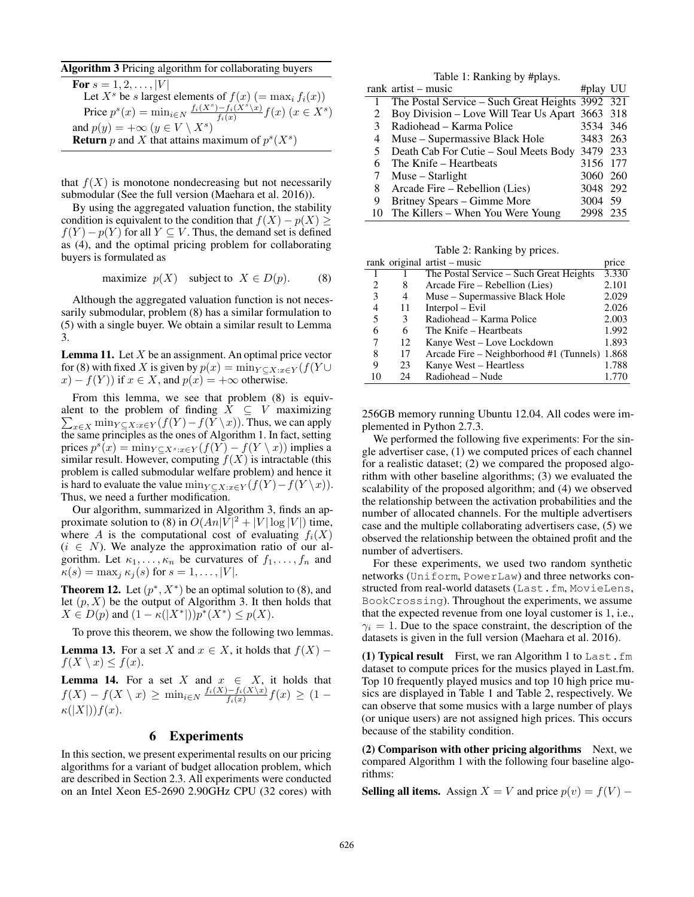**Algorithm 3** Pricing algorithm for collaborating buyers

---

**For** $s = 1, 2, \ldots, |V|$
  Let $X^s$ be $s$ largest elements of $f(x)$ $(= \max_i f_i(x))$
  Price $p^s(x) = \min_{i \in N} \frac{f_i(X^s) - f_i(X^s \setminus x)}{f_i(x)} f(x)$ $(x \in X^s)$
and $p(y) = +\infty$ $(y \in V \setminus X^s)$
**Return** $p$ and $X$ that attains maximum of $p^s(X^s)$

---

that $f(X)$ is monotone nondecreasing but not necessarily submodular (See the full version (Maehara et al. 2016)).

By using the aggregated valuation function, the stability condition is equivalent to the condition that $f(X) - p(X) \geq f(Y) - p(Y)$ for all $Y \subseteq V$. Thus, the demand set is defined as (4), and the optimal pricing problem for collaborating buyers is formulated as

$$\text{maximize} \quad p(X) \quad \text{subject to} \quad X \in D(p). \tag{8}$$

Although the aggregated valuation function is not necessarily submodular, problem (8) has a similar formulation to (5) with a single buyer. We obtain a similar result to Lemma 3.

**Lemma 11.** Let $X$ be an assignment. An optimal price vector for (8) with fixed $X$ is given by $p(x) = \min_{Y \subseteq X : x \in Y} (f(Y \cup x) - f(Y))$ if $x \in X$, and $p(x) = +\infty$ otherwise.

From this lemma, we see that problem (8) is equivalent to the problem of finding $X \subseteq V$ maximizing $\sum_{x \in X} \min_{Y \subseteq X : x \in Y} (f(Y) - f(Y \setminus x))$. Thus, we can apply the same principles as the ones of Algorithm 1. In fact, setting prices $p^s(x) = \min_{Y \subseteq X^s : x \in Y} (f(Y) - f(Y \setminus x))$ implies a similar result. However, computing $f(X)$ is intractable (this problem is called submodular welfare problem) and hence it is hard to evaluate the value $\min_{Y \subseteq X : x \in Y} (f(Y) - f(Y \setminus x))$. Thus, we need a further modification.

Our algorithm, summarized in Algorithm 3, finds an approximate solution to (8) in $O(An|V|^2 + |V| \log |V|)$ time, where $A$ is the computational cost of evaluating $f_i(X)$ $(i \in N)$. We analyze the approximation ratio of our algorithm. Let $\kappa_1, \ldots, \kappa_n$ be curvatures of $f_1, \ldots, f_n$ and $\kappa(s) = \max_j \kappa_j(s)$ for $s = 1, \ldots, |V|$.

**Theorem 12.** Let $(p^*, X^*)$ be an optimal solution to (8), and let $(p, X)$ be the output of Algorithm 3. It then holds that $X \in D(p)$ and $(1 - \kappa(|X^*|)) p^*(X^*) \leq p(X)$.

To prove this theorem, we show the following two lemmas.

**Lemma 13.** For a set $X$ and $x \in X$, it holds that $f(X) - f(X \setminus x) \leq f(x)$.

**Lemma 14.** For a set $X$ and $x \in X$, it holds that $f(X) - f(X \setminus x) \geq \min_{i \in N} \frac{f_i(X) - f_i(X \setminus x)}{f_i(x)} f(x) \geq (1 - \kappa(|X|)) f(x)$.

## 6 Experiments

In this section, we present experimental results on our pricing algorithms for a variant of budget allocation problem, which are described in Section 2.3. All experiments were conducted on an Intel Xeon E5-2690 2.90GHz CPU (32 cores) with 256GB memory running Ubuntu 12.04. All codes were implemented in Python 2.7.3.

We performed the following five experiments: For the single advertiser case, (1) we computed prices of each channel for a realistic dataset; (2) we compared the proposed algorithm with other baseline algorithms; (3) we evaluated the scalability of the proposed algorithm; and (4) we observed the relationship between the activation probabilities and the number of allocated channels. For the multiple advertisers case and the multiple collaborating advertisers case, (5) we observed the relationship between the obtained profit and the number of advertisers.

For these experiments, we used two random synthetic networks (`Uniform`, `PowerLaw`) and three networks constructed from real-world datasets (`Last.fm`, `MovieLens`, `BookCrossing`). Throughout the experiments, we assume that the expected revenue from one loyal customer is 1, i.e., $\gamma_i = 1$. Due to the space constraint, the description of the datasets is given in the full version (Maehara et al. 2016).

Table 1: Ranking by #plays.

| rank | artist – music | #play | UU |
|---|---|---|---|
| 1 | The Postal Service – Such Great Heights | 3992 | 321 |
| 2 | Boy Division – Love Will Tear Us Apart | 3663 | 318 |
| 3 | Radiohead – Karma Police | 3534 | 346 |
| 4 | Muse – Supermassive Black Hole | 3483 | 263 |
| 5 | Death Cab For Cutie – Soul Meets Body | 3479 | 233 |
| 6 | The Knife – Heartbeats | 3156 | 177 |
| 7 | Muse – Starlight | 3060 | 260 |
| 8 | Arcade Fire – Rebellion (Lies) | 3048 | 292 |
| 9 | Britney Spears – Gimme More | 3004 | 59 |
| 10 | The Killers – When You Were Young | 2998 | 235 |

Table 2: Ranking by prices.

| rank | original | artist – music | price |
|---|---|---|---|
| 1 | 1 | The Postal Service – Such Great Heights | 3.330 |
| 2 | 8 | Arcade Fire – Rebellion (Lies) | 2.101 |
| 3 | 4 | Muse – Supermassive Black Hole | 2.029 |
| 4 | 11 | Interpol – Evil | 2.026 |
| 5 | 3 | Radiohead – Karma Police | 2.003 |
| 6 | 6 | The Knife – Heartbeats | 1.992 |
| 7 | 12 | Kanye West – Love Lockdown | 1.893 |
| 8 | 17 | Arcade Fire – Neighborhood #1 (Tunnels) | 1.868 |
| 9 | 23 | Kanye West – Heartless | 1.788 |
| 10 | 24 | Radiohead – Nude | 1.770 |

**(1) Typical result** First, we ran Algorithm 1 to `Last.fm` dataset to compute prices for the musics played in Last.fm. Top 10 frequently played musics and top 10 high price musics are displayed in Table 1 and Table 2, respectively. We can observe that some musics with a large number of plays (or unique users) are not assigned high prices. This occurs because of the stability condition.

**(2) Comparison with other pricing algorithms** Next, we compared Algorithm 1 with the following four baseline algorithms:

**Selling all items.** Assign $X = V$ and price $p(v) = f(V) -$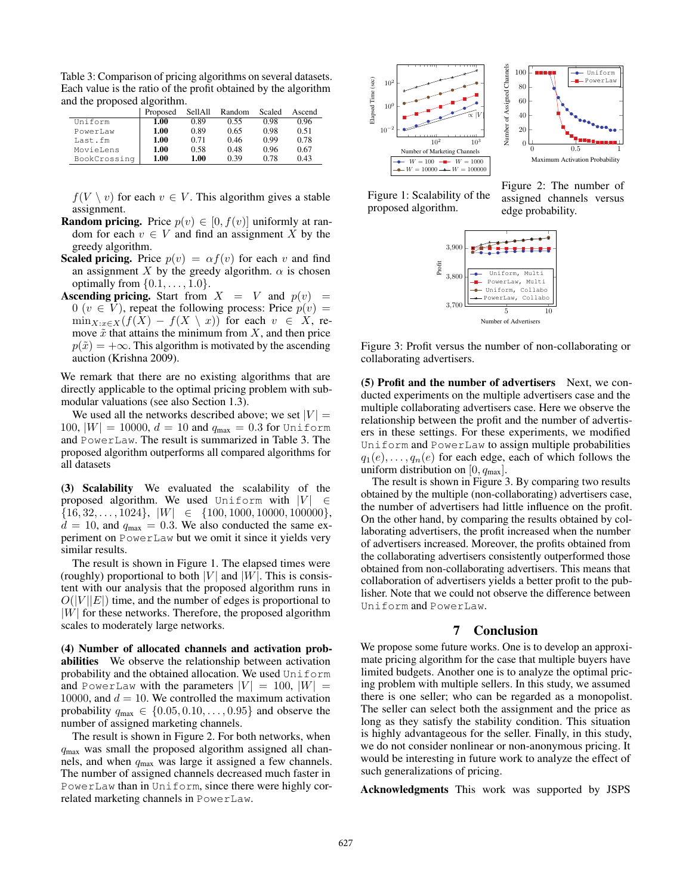Table 3: Comparison of pricing algorithms on several datasets. Each value is the ratio of the profit obtained by the algorithm and the proposed algorithm.

| | Proposed | SellAll | Random | Scaled | Ascend |
|---|---|---|---|---|---|
| Uniform | **1.00** | 0.89 | 0.55 | 0.98 | 0.96 |
| PowerLaw | **1.00** | 0.89 | 0.65 | 0.98 | 0.51 |
| Last.fm | **1.00** | 0.71 | 0.46 | 0.99 | 0.78 |
| MovieLens | **1.00** | 0.58 | 0.48 | 0.96 | 0.67 |
| BookCrossing | **1.00** | **1.00** | 0.39 | 0.78 | 0.43 |

$f(V \setminus v)$ for each $v \in V$. This algorithm gives a stable assignment.

**Random pricing.** Price $p(v) \in [0, f(v)]$ uniformly at random for each $v \in V$ and find an assignment $X$ by the greedy algorithm.

**Scaled pricing.** Price $p(v) = \alpha f(v)$ for each $v$ and find an assignment $X$ by the greedy algorithm. $\alpha$ is chosen optimally from $\{0.1, \ldots, 1.0\}$.

**Ascending pricing.** Start from $X = V$ and $p(v) = 0$ $(v \in V)$, repeat the following process: Price $p(v) = \min_{X : x \in X}(f(X) - f(X \setminus x))$ for each $v \in X$, remove $\tilde{x}$ that attains the minimum from $X$, and then price $p(\tilde{x}) = +\infty$. This algorithm is motivated by the ascending auction (Krishna 2009).

We remark that there are no existing algorithms that are directly applicable to the optimal pricing problem with submodular valuations (see also Section 1.3).

We used all the networks described above; we set $|V| = 100$, $|W| = 10000$, $d = 10$ and $q_{\max} = 0.3$ for Uniform and PowerLaw. The result is summarized in Table 3. The proposed algorithm outperforms all compared algorithms for all datasets

**(3) Scalability** We evaluated the scalability of the proposed algorithm. We used Uniform with $|V| \in \{16, 32, \ldots, 1024\}$, $|W| \in \{100, 1000, 10000, 100000\}$, $d = 10$, and $q_{\max} = 0.3$. We also conducted the same experiment on PowerLaw but we omit it since it yields very similar results.

The result is shown in Figure 1. The elapsed times were (roughly) proportional to both $|V|$ and $|W|$. This is consistent with our analysis that the proposed algorithm runs in $O(|V||E|)$ time, and the number of edges is proportional to $|W|$ for these networks. Therefore, the proposed algorithm scales to moderately large networks.

**(4) Number of allocated channels and activation probabilities** We observe the relationship between activation probability and the obtained allocation. We used Uniform and PowerLaw with the parameters $|V| = 100$, $|W| = 10000$, and $d = 10$. We controlled the maximum activation probability $q_{\max} \in \{0.05, 0.10, \ldots, 0.95\}$ and observe the number of assigned marketing channels.

The result is shown in Figure 2. For both networks, when $q_{\max}$ was small the proposed algorithm assigned all channels, and when $q_{\max}$ was large it assigned a few channels. The number of assigned channels decreased much faster in PowerLaw than in Uniform, since there were highly correlated marketing channels in PowerLaw.

Figure 1: Scalability of the proposed algorithm.

Figure 2: The number of assigned channels versus edge probability.

Figure 3: Profit versus the number of non-collaborating or collaborating advertisers.

**(5) Profit and the number of advertisers** Next, we conducted experiments on the multiple advertisers case and the multiple collaborating advertisers case. Here we observe the relationship between the profit and the number of advertisers in these settings. For these experiments, we modified Uniform and PowerLaw to assign multiple probabilities $q_1(e), \ldots, q_n(e)$ for each edge, each of which follows the uniform distribution on $[0, q_{\max}]$.

The result is shown in Figure 3. By comparing two results obtained by the multiple (non-collaborating) advertisers case, the number of advertisers had little influence on the profit. On the other hand, by comparing the results obtained by collaborating advertisers, the profit increased when the number of advertisers increased. Moreover, the profits obtained from the collaborating advertisers consistently outperformed those obtained from non-collaborating advertisers. This means that collaboration of advertisers yields a better profit to the publisher. Note that we could not observe the difference between Uniform and PowerLaw.

## 7 Conclusion

We propose some future works. One is to develop an approximate pricing algorithm for the case that multiple buyers have limited budgets. Another one is to analyze the optimal pricing problem with multiple sellers. In this study, we assumed there is one seller; who can be regarded as a monopolist. The seller can select both the assignment and the price as long as they satisfy the stability condition. This situation is highly advantageous for the seller. Finally, in this study, we do not consider nonlinear or non-anonymous pricing. It would be interesting in future work to analyze the effect of such generalizations of pricing.

**Acknowledgments** This work was supported by JSPS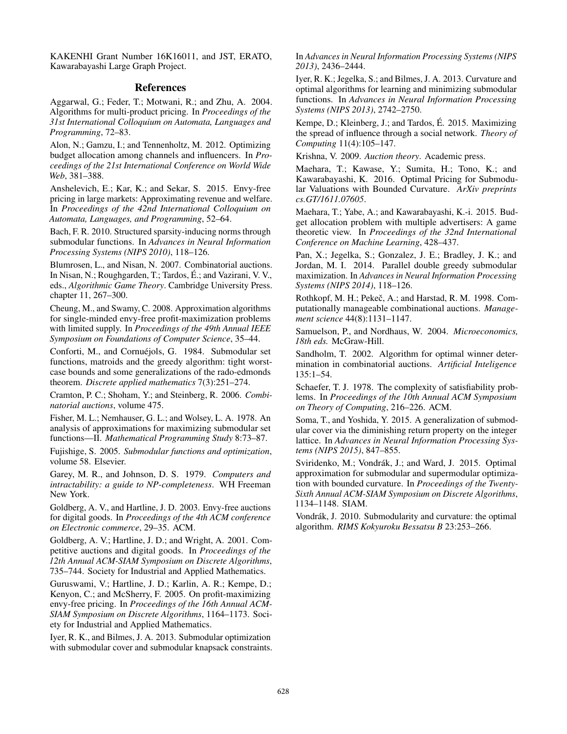KAKENHI Grant Number 16K16011, and JST, ERATO, Kawarabayashi Large Graph Project.

## References

Aggarwal, G.; Feder, T.; Motwani, R.; and Zhu, A. 2004. Algorithms for multi-product pricing. In *Proceedings of the 31st International Colloquium on Automata, Languages and Programming*, 72–83.

Alon, N.; Gamzu, I.; and Tennenholtz, M. 2012. Optimizing budget allocation among channels and influencers. In *Proceedings of the 21st International Conference on World Wide Web*, 381–388.

Anshelevich, E.; Kar, K.; and Sekar, S. 2015. Envy-free pricing in large markets: Approximating revenue and welfare. In *Proceedings of the 42nd International Colloquium on Automata, Languages, and Programming*, 52–64.

Bach, F. R. 2010. Structured sparsity-inducing norms through submodular functions. In *Advances in Neural Information Processing Systems (NIPS 2010)*, 118–126.

Blumrosen, L., and Nisan, N. 2007. Combinatorial auctions. In Nisan, N.; Roughgarden, T.; Tardos, É.; and Vazirani, V. V., eds., *Algorithmic Game Theory*. Cambridge University Press. chapter 11, 267–300.

Cheung, M., and Swamy, C. 2008. Approximation algorithms for single-minded envy-free profit-maximization problems with limited supply. In *Proceedings of the 49th Annual IEEE Symposium on Foundations of Computer Science*, 35–44.

Conforti, M., and Cornuéjols, G. 1984. Submodular set functions, matroids and the greedy algorithm: tight worst-case bounds and some generalizations of the rado-edmonds theorem. *Discrete applied mathematics* 7(3):251–274.

Cramton, P. C.; Shoham, Y.; and Steinberg, R. 2006. *Combinatorial auctions*, volume 475.

Fisher, M. L.; Nemhauser, G. L.; and Wolsey, L. A. 1978. An analysis of approximations for maximizing submodular set functions—II. *Mathematical Programming Study* 8:73–87.

Fujishige, S. 2005. *Submodular functions and optimization*, volume 58. Elsevier.

Garey, M. R., and Johnson, D. S. 1979. *Computers and intractability: a guide to NP-completeness*. WH Freeman New York.

Goldberg, A. V., and Hartline, J. D. 2003. Envy-free auctions for digital goods. In *Proceedings of the 4th ACM conference on Electronic commerce*, 29–35. ACM.

Goldberg, A. V.; Hartline, J. D.; and Wright, A. 2001. Competitive auctions and digital goods. In *Proceedings of the 12th Annual ACM-SIAM Symposium on Discrete Algorithms*, 735–744. Society for Industrial and Applied Mathematics.

Guruswami, V.; Hartline, J. D.; Karlin, A. R.; Kempe, D.; Kenyon, C.; and McSherry, F. 2005. On profit-maximizing envy-free pricing. In *Proceedings of the 16th Annual ACM-SIAM Symposium on Discrete Algorithms*, 1164–1173. Society for Industrial and Applied Mathematics.

Iyer, R. K., and Bilmes, J. A. 2013. Submodular optimization with submodular cover and submodular knapsack constraints. In *Advances in Neural Information Processing Systems (NIPS 2013)*, 2436–2444.

Iyer, R. K.; Jegelka, S.; and Bilmes, J. A. 2013. Curvature and optimal algorithms for learning and minimizing submodular functions. In *Advances in Neural Information Processing Systems (NIPS 2013)*, 2742–2750.

Kempe, D.; Kleinberg, J.; and Tardos, É. 2015. Maximizing the spread of influence through a social network. *Theory of Computing* 11(4):105–147.

Krishna, V. 2009. *Auction theory*. Academic press.

Maehara, T.; Kawase, Y.; Sumita, H.; Tono, K.; and Kawarabayashi, K. 2016. Optimal Pricing for Submodular Valuations with Bounded Curvature. *ArXiv preprints cs.GT/1611.07605*.

Maehara, T.; Yabe, A.; and Kawarabayashi, K.-i. 2015. Budget allocation problem with multiple advertisers: A game theoretic view. In *Proceedings of the 32nd International Conference on Machine Learning*, 428–437.

Pan, X.; Jegelka, S.; Gonzalez, J. E.; Bradley, J. K.; and Jordan, M. I. 2014. Parallel double greedy submodular maximization. In *Advances in Neural Information Processing Systems (NIPS 2014)*, 118–126.

Rothkopf, M. H.; Pekeč, A.; and Harstad, R. M. 1998. Computationally manageable combinational auctions. *Management science* 44(8):1131–1147.

Samuelson, P., and Nordhaus, W. 2004. *Microeconomics, 18th eds.* McGraw-Hill.

Sandholm, T. 2002. Algorithm for optimal winner determination in combinatorial auctions. *Artificial Inteligence* 135:1–54.

Schaefer, T. J. 1978. The complexity of satisfiability problems. In *Proceedings of the 10th Annual ACM Symposium on Theory of Computing*, 216–226. ACM.

Soma, T., and Yoshida, Y. 2015. A generalization of submodular cover via the diminishing return property on the integer lattice. In *Advances in Neural Information Processing Systems (NIPS 2015)*, 847–855.

Sviridenko, M.; Vondrák, J.; and Ward, J. 2015. Optimal approximation for submodular and supermodular optimization with bounded curvature. In *Proceedings of the Twenty-Sixth Annual ACM-SIAM Symposium on Discrete Algorithms*, 1134–1148. SIAM.

Vondrák, J. 2010. Submodularity and curvature: the optimal algorithm. *RIMS Kokyuroku Bessatsu B* 23:253–266.